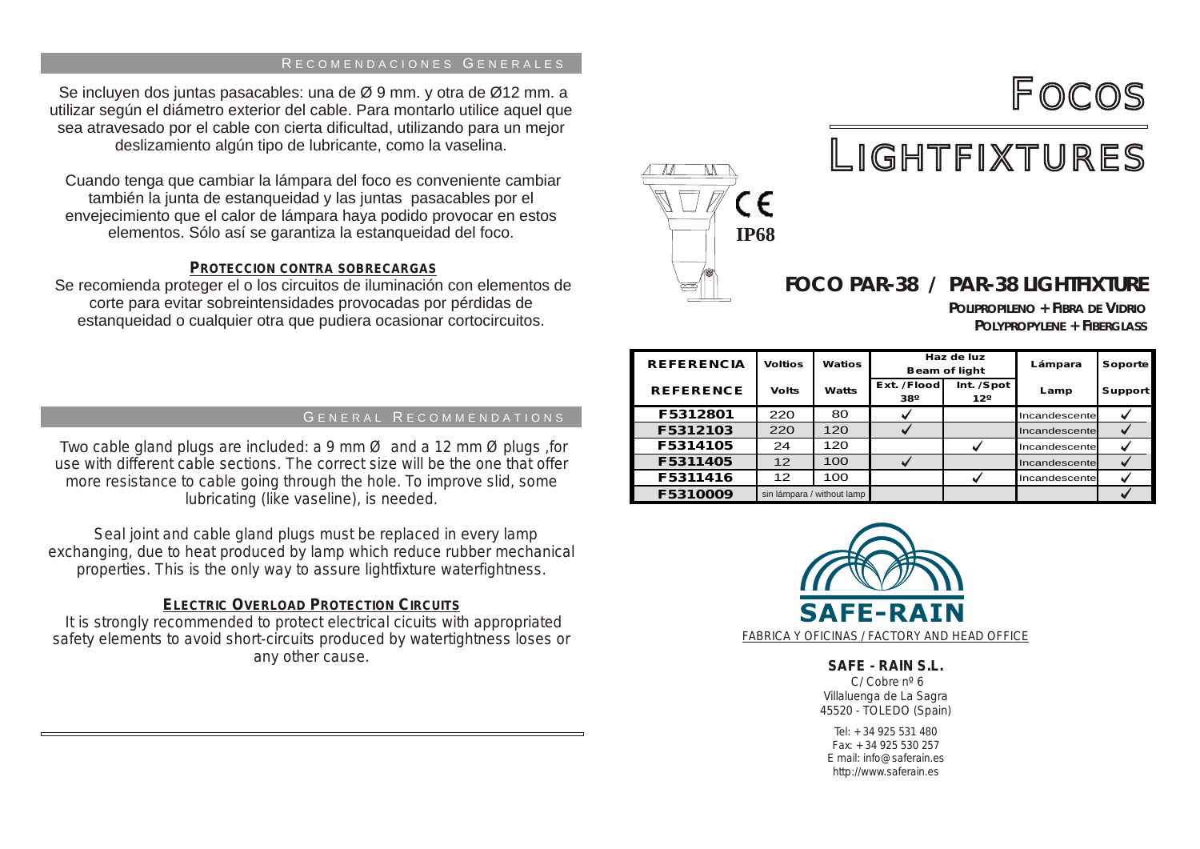## Recomendaciones Generales

Se incluyen dos juntas pasacables: una de Ø 9 mm. y otra de Ø12 mm. a utilizar según el diámetro exterior del cable. Para montarlo utilice aquel que sea atravesado por el cable con cierta dificultad, utilizando para un mejor deslizamiento algún tipo de lubricante, como la vaselina.

Cuando tenga que cambiar la lámpara del foco es conveniente cambiar también la junta de estanqueidad y las juntas pasacables por el envejecimiento que el calor de lámpara haya podido provocar en estos elementos. Sólo así se garantiza la estanqueidad del foco.

### **Proteccion contra sobrecargas**

Se recomienda proteger el o los circuitos de iluminación con elementos de corte para evitar sobreintensidades provocadas por pérdidas de estanqueidad o cualquier otra que pudiera ocasionar cortocircuitos.

## General Recommendations

Two cable gland plugs are included: a 9 mm Ø and a 12 mm Ø plugs ,for use with different cable sections. The correct size will be the one that offer more resistance to cable going through the hole. To improve slid, some lubricating (like vaseline), is needed.

Seal joint and cable gland plugs must be replaced in every lamp exchanging, due to heat produced by lamp which reduce rubber mechanical properties. This is the only way to assure lightfixture waterfightness.

### **Electric Overload Protection Circuits**

It is strongly recommended to protect electrical cicuits with appropriated safety elements to avoid short-circuits produced by watertightness loses or any other cause.

# Focos

# Lightfixtures

CE

IP68

## FOCO PAR-38 / PAR-38 LIGHTFIXTURE

**Polipropileno + Fibra de Vidrio**
**Polypropylene + Fiberglass**

| REFERENCIA / REFERENCE | Voltios / Volts | Watios / Watts | Haz de luz / Beam of light: Ext. /Flood 38º | Haz de luz / Beam of light: Int. /Spot 12º | Lámpara / Lamp | Soporte / Support |
|---|---|---|---|---|---|---|
| F5312801 | 220 | 80 | ✓ | | Incandescente | ✓ |
| F5312103 | 220 | 120 | ✓ | | Incandescente | ✓ |
| F5314105 | 24 | 120 | | ✓ | Incandescente | ✓ |
| F5311405 | 12 | 100 | ✓ | | Incandescente | ✓ |
| F5311416 | 12 | 100 | | ✓ | Incandescente | ✓ |
| F5310009 | sin lámpara / without lamp | | | | | ✓ |

SAFE-RAIN

FABRICA Y OFICINAS / FACTORY AND HEAD OFFICE

**SAFE - RAIN S.L.**
C/ Cobre nº 6
Villaluenga de La Sagra
45520 - TOLEDO (Spain)

Tel: +34 925 531 480
Fax: +34 925 530 257
E mail: info@saferain.es
http://www.saferain.es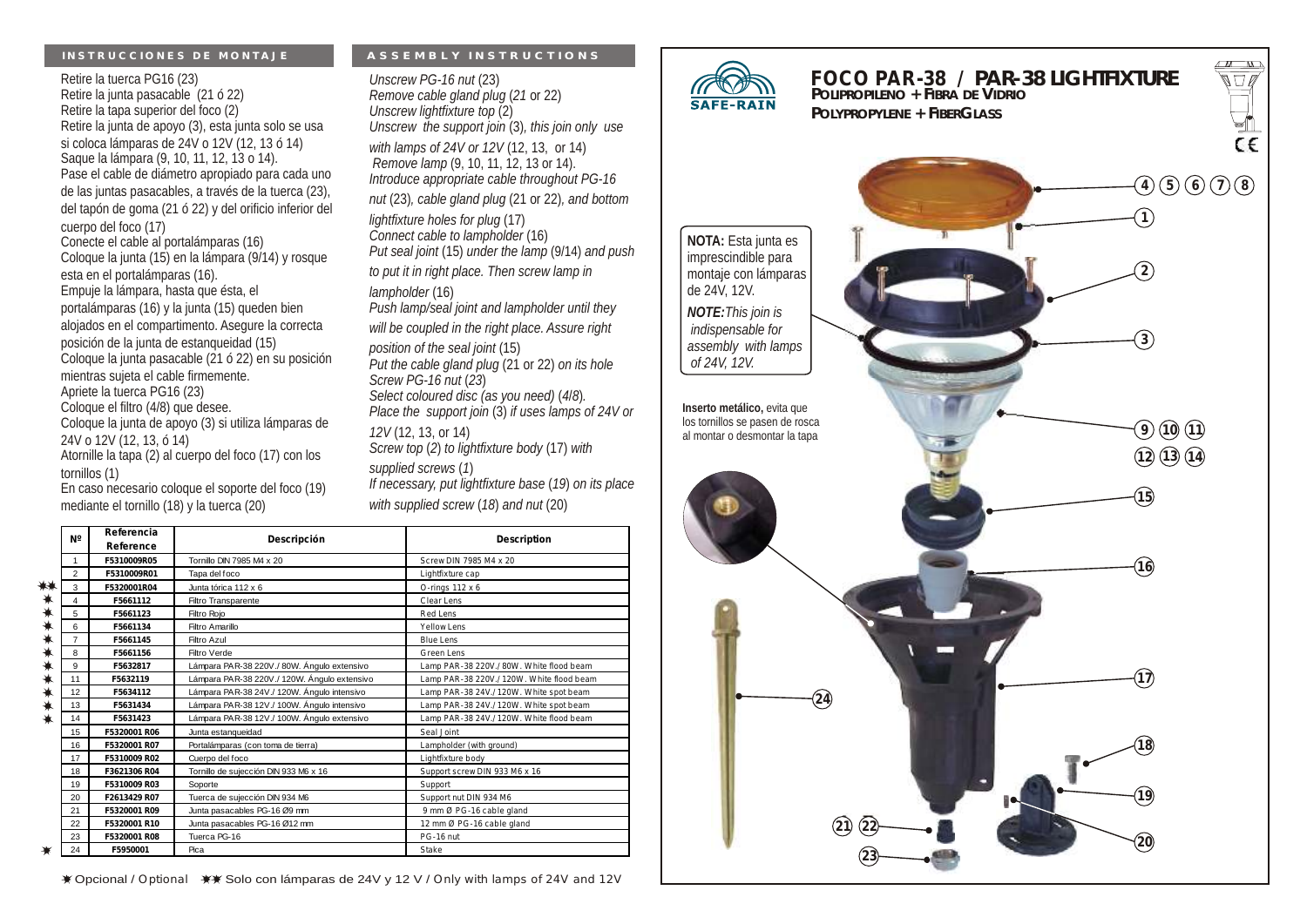## INSTRUCCIONES DE MONTAJE

Retire la tuerca PG16 (23)
Retire la junta pasacable (21 ó 22)
Retire la tapa superior del foco (2)
Retire la junta de apoyo (3), esta junta solo se usa si coloca lámparas de 24V o 12V (12, 13 ó 14)
Saque la lámpara (9, 10, 11, 12, 13 o 14).
Pase el cable de diámetro apropiado para cada uno de las juntas pasacables, a través de la tuerca (23), del tapón de goma (21 ó 22) y del orificio inferior del cuerpo del foco (17)
Conecte el cable al portalámparas (16)
Coloque la junta (15) en la lámpara (9/14) y rosque esta en el portalámparas (16).
Empuje la lámpara, hasta que ésta, el portalámparas (16) y la junta (15) queden bien alojados en el compartimento. Asegure la correcta posición de la junta de estanqueidad (15)
Coloque la junta pasacable (21 ó 22) en su posición mientras sujeta el cable firmemente.
Apriete la tuerca PG16 (23)
Coloque el filtro (4/8) que desee.
Coloque la junta de apoyo (3) si utiliza lámparas de 24V o 12V (12, 13, ó 14)
Atornille la tapa (2) al cuerpo del foco (17) con los tornillos (1)
En caso necesario coloque el soporte del foco (19) mediante el tornillo (18) y la tuerca (20)

## ASSEMBLY INSTRUCTIONS

*Unscrew PG-16 nut* (23)
*Remove cable gland plug* (*21* or 22)
*Unscrew lightfixture top* (2)
*Unscrew the support join* (3), *this join only use with lamps of 24V or 12V* (12, 13, or 14)
*Remove lamp* (9, 10, 11, 12, 13 or 14).
*Introduce appropriate cable throughout PG-16 nut* (23), *cable gland plug* (21 or 22), *and bottom lightfixture holes for plug* (17)
*Connect cable to lampholder* (16)
*Put seal joint* (15) *under the lamp* (9/14) *and push to put it in right place. Then screw lamp in lampholder* (16)
*Push lamp/seal joint and lampholder until they will be coupled in the right place. Assure right position of the seal joint* (15)
*Put the cable gland plug* (21 or 22) *on its hole*
*Screw PG-16 nut* (*23*)
*Select coloured disc (as you need)* (*4/8*).
*Place the support join* (3) *if uses lamps of 24V or 12V* (12, 13, or 14)
*Screw top* (2) *to lightfixture body* (17) *with supplied screws* (*1*)
*If necessary, put lightfixture base* (*19*) *on its place with supplied screw* (*18*) *and nut* (20)

| | Nº | Referencia Reference | Descripción | Description |
|---|---|---|---|---|
| | 1 | F5310009R05 | Tornillo DIN 7985 M4 x 20 | Screw DIN 7985 M4 x 20 |
| | 2 | F5310009R01 | Tapa del foco | Lightfixture cap |
| ** | 3 | F5320001R04 | Junta tórica 112 x 6 | O-rings 112 x 6 |
| * | 4 | F5661112 | Filtro Transparente | Clear Lens |
| * | 5 | F5661123 | Filtro Rojo | Red Lens |
| * | 6 | F5661134 | Filtro Amarillo | Yellow Lens |
| * | 7 | F5661145 | Filtro Azul | Blue Lens |
| * | 8 | F5661156 | Filtro Verde | Green Lens |
| * | 9 | F5632817 | Lámpara PAR-38 220V./ 80W. Ángulo extensivo | Lamp PAR-38 220V./ 80W. White flood beam |
| * | 11 | F5632119 | Lámpara PAR-38 220V./ 120W. Ángulo extensivo | Lamp PAR-38 220V./ 120W. White flood beam |
| * | 12 | F5634112 | Lámpara PAR-38 24V./ 120W. Ángulo intensivo | Lamp PAR-38 24V./ 120W. White spot beam |
| * | 13 | F5631434 | Lámpara PAR-38 12V./ 100W. Ángulo intensivo | Lamp PAR-38 24V./ 120W. White spot beam |
| * | 14 | F5631423 | Lámpara PAR-38 12V./ 100W. Ángulo extensivo | Lamp PAR-38 24V./ 120W. White flood beam |
| | 15 | F5320001 R06 | Junta estanqueidad | Seal Joint |
| | 16 | F5320001 R07 | Portalámparas (con toma de tierra) | Lampholder (with ground) |
| | 17 | F5310009 R02 | Cuerpo del foco | Lightfixture body |
| | 18 | F3621306 R04 | Tornillo de sujección DIN 933 M6 x 16 | Support screw DIN 933 M6 x 16 |
| | 19 | F5310009 R03 | Soporte | Support |
| | 20 | F2613429 R07 | Tuerca de sujección DIN 934 M6 | Support nut DIN 934 M6 |
| | 21 | F5320001 R09 | Junta pasacables PG-16 Ø9 mm | 9 mm Ø PG-16 cable gland |
| | 22 | F5320001 R10 | Junta pasacables PG-16 Ø12 mm | 12 mm Ø PG-16 cable gland |
| | 23 | F5320001 R08 | Tuerca PG-16 | PG-16 nut |
| * | 24 | F5950001 | Pica | Stake |

* Opcional / Optional ** Solo con lámparas de 24V y 12 V / Only with lamps of 24V and 12V

SAFE-RAIN

# FOCO PAR-38 / PAR-38 LIGHTFIXTURE

**POLIPROPILENO + FIBRA DE VIDRIO**
**POLYPROPYLENE + FIBERGLASS**

CE

**NOTA:** Esta junta es imprescindible para montaje con lámparas de 24V, 12V.

***NOTE:** This join is indispensable for assembly with lamps of 24V, 12V.*

**Inserto metálico,** evita que los tornillos se pasen de rosca al montar o desmontar la tapa

4 5 6 7 8
1
2
3
9 10 11
12 13 14
15
16
17
24
18
19
21 22
20
23